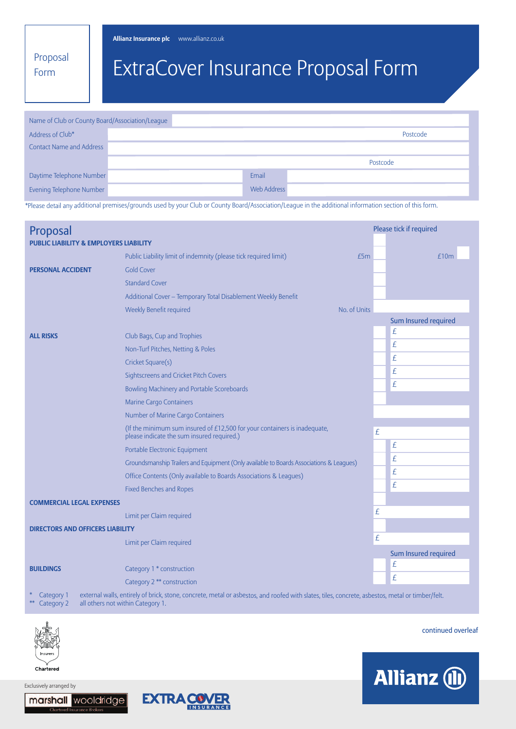Proposal Form

**Allianz Insurance plc** www.allianz.co.uk

# ExtraCover Insurance Proposal Form

| | | | |
|---|---|---|---|
| Name of Club or County Board/Association/League | | | |
| Address of Club* | | Postcode | |
| Contact Name and Address | | | |
| | | Postcode | |
| Daytime Telephone Number | | Email | |
| Evening Telephone Number | | Web Address | |

*Please detail any additional premises/grounds used by your Club or County Board/Association/League in the additional information section of this form.

## Proposal

**PUBLIC LIABILITY & EMPLOYERS LIABILITY**

| | | | Please tick if required | |
|---|---|---|---|---|
| | Public Liability limit of indemnity (please tick required limit) | £5m | | £10m |
| **PERSONAL ACCIDENT** | Gold Cover | | | |
| | Standard Cover | | | |
| | Additional Cover – Temporary Total Disablement Weekly Benefit | | | |
| | Weekly Benefit required | No. of Units | | |
| | | | | Sum Insured required |
| **ALL RISKS** | Club Bags, Cup and Trophies | | | £ |
| | Non-Turf Pitches, Netting & Poles | | | £ |
| | Cricket Square(s) | | | £ |
| | Sightscreens and Cricket Pitch Covers | | | £ |
| | Bowling Machinery and Portable Scoreboards | | | £ |
| | Marine Cargo Containers | | | |
| | Number of Marine Cargo Containers | | | |
| | (If the minimum sum insured of £12,500 for your containers is inadequate, please indicate the sum insured required.) | | £ | |
| | Portable Electronic Equipment | | | £ |
| | Groundsmanship Trailers and Equipment (Only available to Boards Associations & Leagues) | | | £ |
| | Office Contents (Only available to Boards Associations & Leagues) | | | £ |
| | Fixed Benches and Ropes | | | £ |
| **COMMERCIAL LEGAL EXPENSES** | | | | |
| | Limit per Claim required | | £ | |
| **DIRECTORS AND OFFICERS LIABILITY** | | | | |
| | Limit per Claim required | | £ | |
| | | | | Sum Insured required |
| **BUILDINGS** | Category 1 * construction | | | £ |
| | Category 2 ** construction | | | £ |

\* Category 1 external walls, entirely of brick, stone, concrete, metal or asbestos, and roofed with slates, tiles, concrete, asbestos, metal or timber/felt.
** Category 2 all others not within Category 1.

continued overleaf

Insurers Chartered

Exclusively arranged by marshall wooldridge Chartered Insurance Brokers

EXTRA COVER INSURANCE

Allianz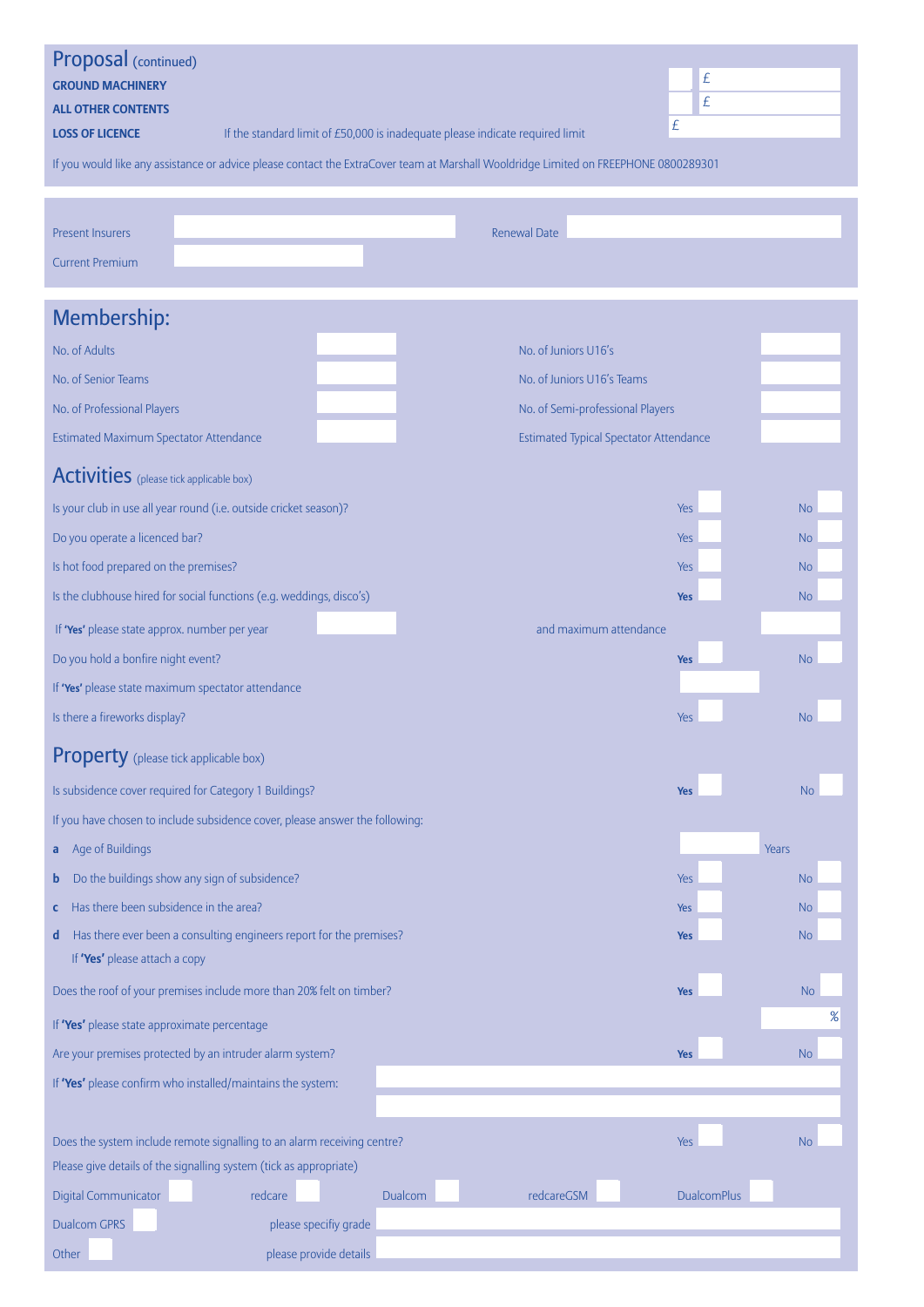## Proposal (continued)

**GROUND MACHINERY** £

**ALL OTHER CONTENTS** £

**LOSS OF LICENCE** If the standard limit of £50,000 is inadequate please indicate required limit £

If you would like any assistance or advice please contact the ExtraCover team at Marshall Wooldridge Limited on FREEPHONE 0800289301

Present Insurers ______ Renewal Date ______

Current Premium ______

## Membership:

| | | | |
|---|---|---|---|
| No. of Adults | | No. of Juniors U16's | |
| No. of Senior Teams | | No. of Juniors U16's Teams | |
| No. of Professional Players | | No. of Semi-professional Players | |
| Estimated Maximum Spectator Attendance | | Estimated Typical Spectator Attendance | |

## Activities (please tick applicable box)

| | | |
|---|---|---|
| Is your club in use all year round (i.e. outside cricket season)? | Yes ☐ | No ☐ |
| Do you operate a licenced bar? | Yes ☐ | No ☐ |
| Is hot food prepared on the premises? | Yes ☐ | No ☐ |
| Is the clubhouse hired for social functions (e.g. weddings, disco's) | **Yes** ☐ | No ☐ |

If **'Yes'** please state approx. number per year ______ and maximum attendance ______

| | | |
|---|---|---|
| Do you hold a bonfire night event? | **Yes** ☐ | No ☐ |

If **'Yes'** please state maximum spectator attendance ______

| | | |
|---|---|---|
| Is there a fireworks display? | Yes ☐ | No ☐ |

## Property (please tick applicable box)

| | | |
|---|---|---|
| Is subsidence cover required for Category 1 Buildings? | **Yes** ☐ | No ☐ |

If you have chosen to include subsidence cover, please answer the following:

| | | |
|---|---|---|
| **a** Age of Buildings | ______ Years | |
| **b** Do the buildings show any sign of subsidence? | Yes ☐ | No ☐ |
| **c** Has there been subsidence in the area? | Yes ☐ | No ☐ |
| **d** Has there ever been a consulting engineers report for the premises? | **Yes** ☐ | No ☐ |

If **'Yes'** please attach a copy

| | | |
|---|---|---|
| Does the roof of your premises include more than 20% felt on timber? | **Yes** ☐ | No ☐ |

If **'Yes'** please state approximate percentage ______ %

| | | |
|---|---|---|
| Are your premises protected by an intruder alarm system? | **Yes** ☐ | No ☐ |

If **'Yes'** please confirm who installed/maintains the system: ______

| | | |
|---|---|---|
| Does the system include remote signalling to an alarm receiving centre? | Yes ☐ | No ☐ |

Please give details of the signalling system (tick as appropriate)

Digital Communicator ☐ redcare ☐ Dualcom ☐ redcareGSM ☐ DualcomPlus ☐

Dualcom GPRS ☐ please specifiy grade ______

Other ☐ please provide details ______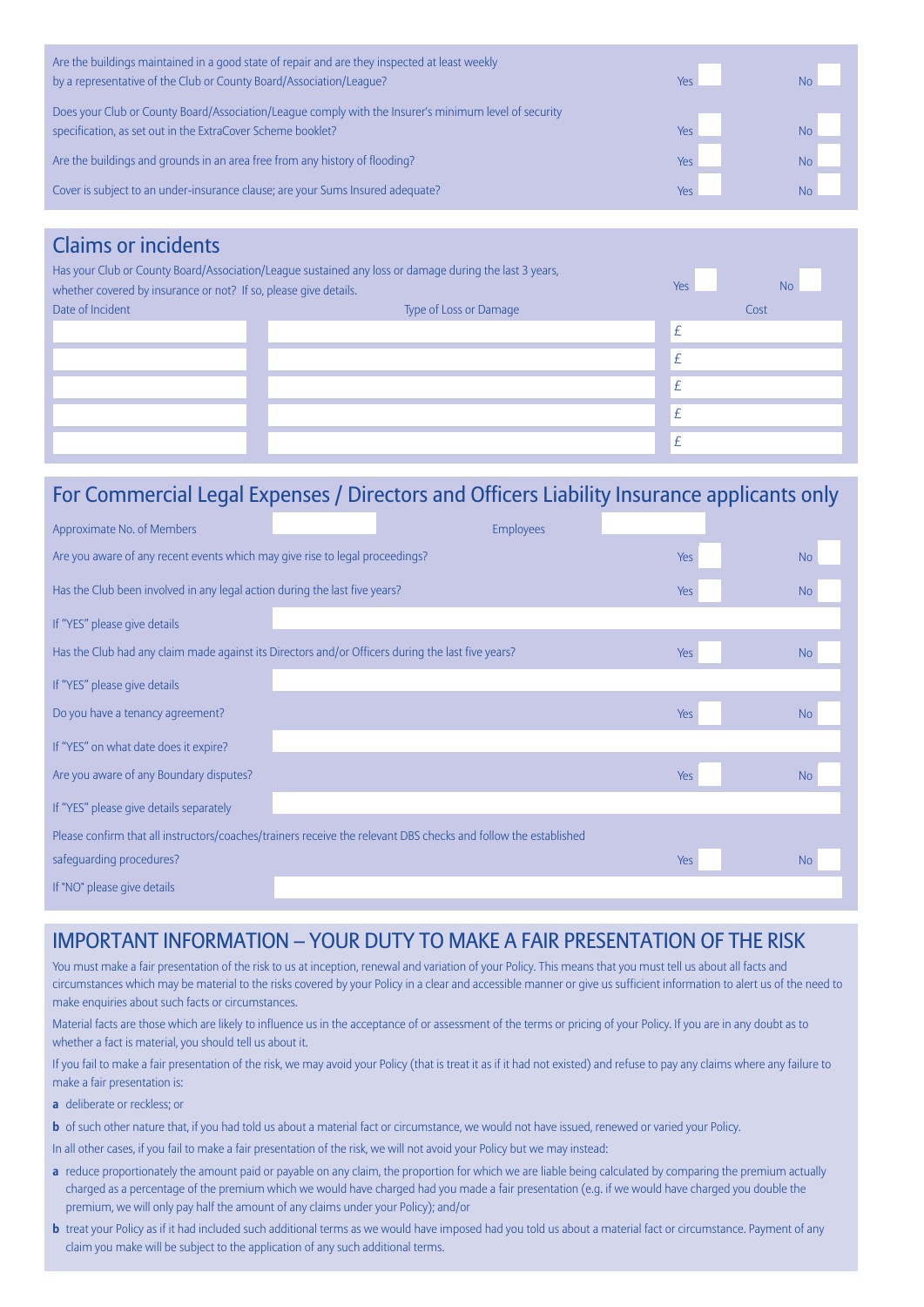| | | |
|---|---|---|
| Are the buildings maintained in a good state of repair and are they inspected at least weekly by a representative of the Club or County Board/Association/League? | Yes | No |
| Does your Club or County Board/Association/League comply with the Insurer's minimum level of security specification, as set out in the ExtraCover Scheme booklet? | Yes | No |
| Are the buildings and grounds in an area free from any history of flooding? | Yes | No |
| Cover is subject to an under-insurance clause; are your Sums Insured adequate? | Yes | No |

## Claims or incidents

Has your Club or County Board/Association/League sustained any loss or damage during the last 3 years, whether covered by insurance or not? If so, please give details. Yes No

| Date of Incident | Type of Loss or Damage | Cost |
|---|---|---|
| | | £ |
| | | £ |
| | | £ |
| | | £ |
| | | £ |

## For Commercial Legal Expenses / Directors and Officers Liability Insurance applicants only

| | | |
|---|---|---|
| Approximate No. of Members | | Employees |
| Are you aware of any recent events which may give rise to legal proceedings? | Yes | No |
| Has the Club been involved in any legal action during the last five years? | Yes | No |
| If "YES" please give details | | |
| Has the Club had any claim made against its Directors and/or Officers during the last five years? | Yes | No |
| If "YES" please give details | | |
| Do you have a tenancy agreement? | Yes | No |
| If "YES" on what date does it expire? | | |
| Are you aware of any Boundary disputes? | Yes | No |
| If "YES" please give details separately | | |
| Please confirm that all instructors/coaches/trainers receive the relevant DBS checks and follow the established safeguarding procedures? | Yes | No |
| If "NO" please give details | | |

## IMPORTANT INFORMATION – YOUR DUTY TO MAKE A FAIR PRESENTATION OF THE RISK

You must make a fair presentation of the risk to us at inception, renewal and variation of your Policy. This means that you must tell us about all facts and circumstances which may be material to the risks covered by your Policy in a clear and accessible manner or give us sufficient information to alert us of the need to make enquiries about such facts or circumstances.

Material facts are those which are likely to influence us in the acceptance of or assessment of the terms or pricing of your Policy. If you are in any doubt as to whether a fact is material, you should tell us about it.

If you fail to make a fair presentation of the risk, we may avoid your Policy (that is treat it as if it had not existed) and refuse to pay any claims where any failure to make a fair presentation is:

**a** deliberate or reckless; or

**b** of such other nature that, if you had told us about a material fact or circumstance, we would not have issued, renewed or varied your Policy.

In all other cases, if you fail to make a fair presentation of the risk, we will not avoid your Policy but we may instead:

**a** reduce proportionately the amount paid or payable on any claim, the proportion for which we are liable being calculated by comparing the premium actually charged as a percentage of the premium which we would have charged had you made a fair presentation (e.g. if we would have charged you double the premium, we will only pay half the amount of any claims under your Policy); and/or

**b** treat your Policy as if it had included such additional terms as we would have imposed had you told us about a material fact or circumstance. Payment of any claim you make will be subject to the application of any such additional terms.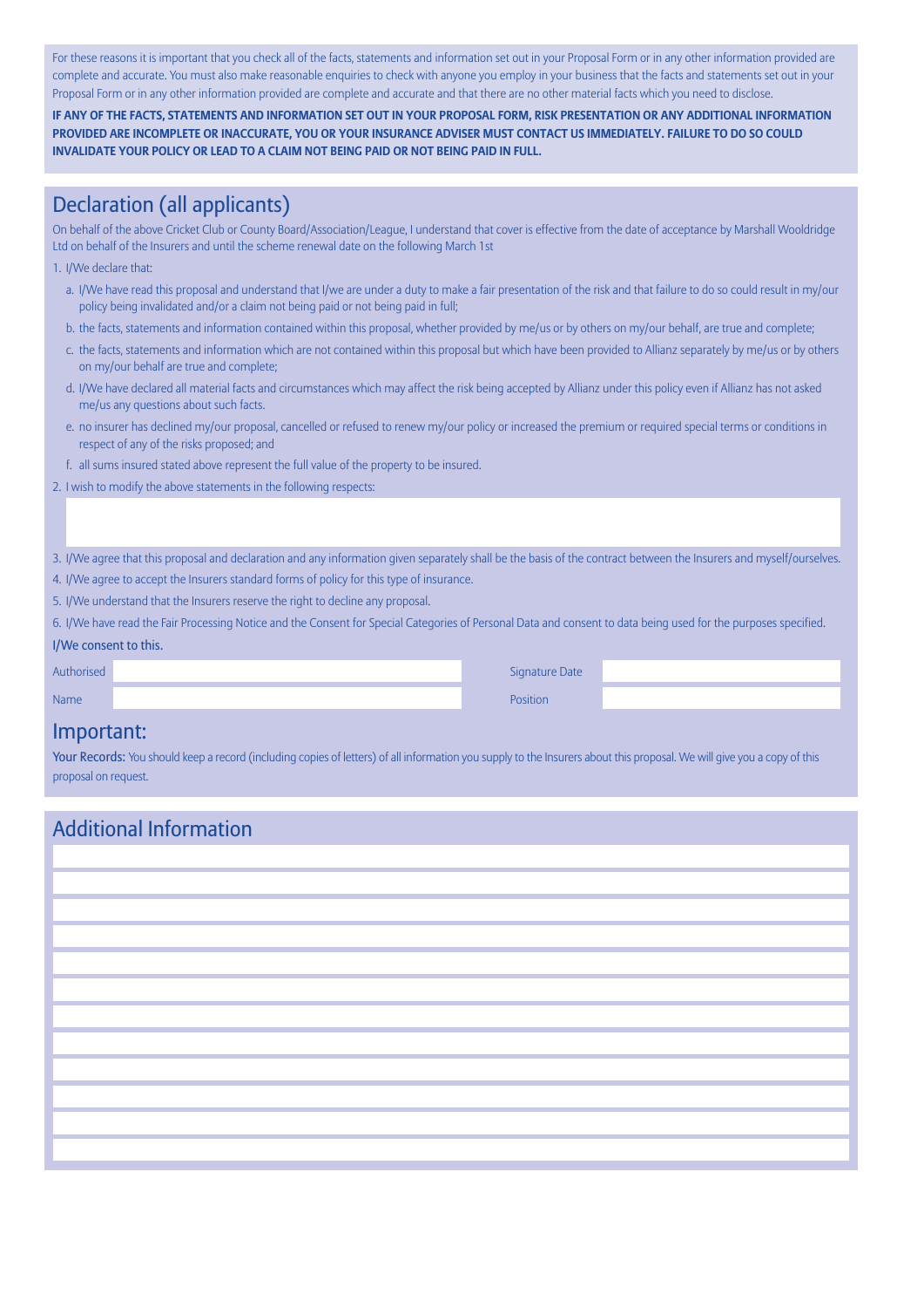For these reasons it is important that you check all of the facts, statements and information set out in your Proposal Form or in any other information provided are complete and accurate. You must also make reasonable enquiries to check with anyone you employ in your business that the facts and statements set out in your Proposal Form or in any other information provided are complete and accurate and that there are no other material facts which you need to disclose.

**IF ANY OF THE FACTS, STATEMENTS AND INFORMATION SET OUT IN YOUR PROPOSAL FORM, RISK PRESENTATION OR ANY ADDITIONAL INFORMATION PROVIDED ARE INCOMPLETE OR INACCURATE, YOU OR YOUR INSURANCE ADVISER MUST CONTACT US IMMEDIATELY. FAILURE TO DO SO COULD INVALIDATE YOUR POLICY OR LEAD TO A CLAIM NOT BEING PAID OR NOT BEING PAID IN FULL.**

## Declaration (all applicants)

On behalf of the above Cricket Club or County Board/Association/League, I understand that cover is effective from the date of acceptance by Marshall Wooldridge Ltd on behalf of the Insurers and until the scheme renewal date on the following March 1st

1. I/We declare that:
   a. I/We have read this proposal and understand that I/we are under a duty to make a fair presentation of the risk and that failure to do so could result in my/our policy being invalidated and/or a claim not being paid or not being paid in full;
   b. the facts, statements and information contained within this proposal, whether provided by me/us or by others on my/our behalf, are true and complete;
   c. the facts, statements and information which are not contained within this proposal but which have been provided to Allianz separately by me/us or by others on my/our behalf are true and complete;
   d. I/We have declared all material facts and circumstances which may affect the risk being accepted by Allianz under this policy even if Allianz has not asked me/us any questions about such facts.
   e. no insurer has declined my/our proposal, cancelled or refused to renew my/our policy or increased the premium or required special terms or conditions in respect of any of the risks proposed; and
   f. all sums insured stated above represent the full value of the property to be insured.
2. I wish to modify the above statements in the following respects:
3. I/We agree that this proposal and declaration and any information given separately shall be the basis of the contract between the Insurers and myself/ourselves.
4. I/We agree to accept the Insurers standard forms of policy for this type of insurance.
5. I/We understand that the Insurers reserve the right to decline any proposal.
6. I/We have read the Fair Processing Notice and the Consent for Special Categories of Personal Data and consent to data being used for the purposes specified.

I/We consent to this.

| Authorised | | Signature Date | |
|---|---|---|---|
| Name | | Position | |

## Important:

Your Records: You should keep a record (including copies of letters) of all information you supply to the Insurers about this proposal. We will give you a copy of this proposal on request.

## Additional Information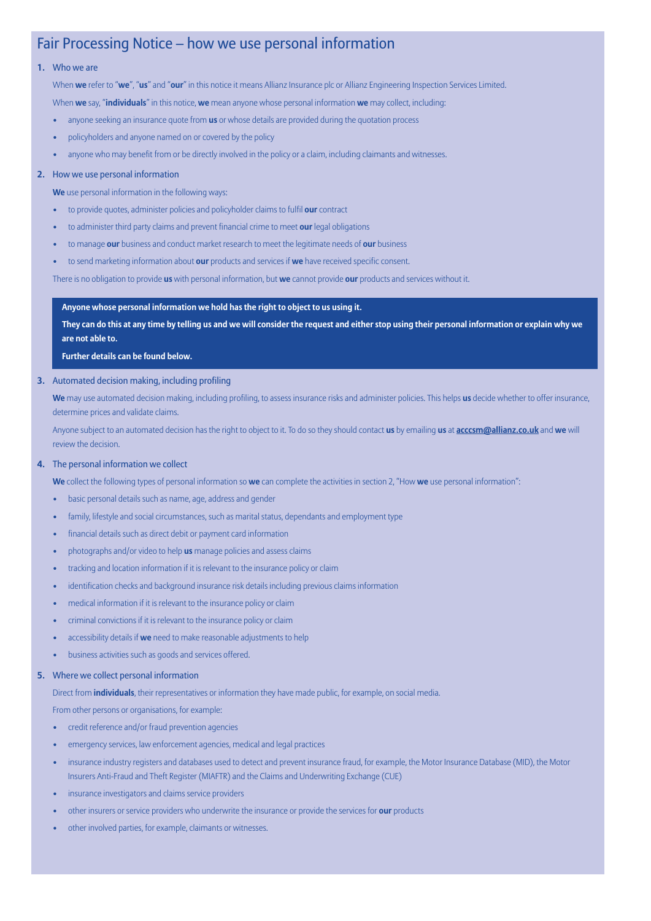# Fair Processing Notice – how we use personal information

## 1. Who we are

When **we** refer to "**we**", "**us**" and "**our**" in this notice it means Allianz Insurance plc or Allianz Engineering Inspection Services Limited.

When **we** say, "**individuals**" in this notice, **we** mean anyone whose personal information **we** may collect, including:

- anyone seeking an insurance quote from **us** or whose details are provided during the quotation process
- policyholders and anyone named on or covered by the policy
- anyone who may benefit from or be directly involved in the policy or a claim, including claimants and witnesses.

## 2. How we use personal information

**We** use personal information in the following ways:

- to provide quotes, administer policies and policyholder claims to fulfil **our** contract
- to administer third party claims and prevent financial crime to meet **our** legal obligations
- to manage **our** business and conduct market research to meet the legitimate needs of **our** business
- to send marketing information about **our** products and services if **we** have received specific consent.

There is no obligation to provide **us** with personal information, but **we** cannot provide **our** products and services without it.

**Anyone whose personal information we hold has the right to object to us using it.**

**They can do this at any time by telling us and we will consider the request and either stop using their personal information or explain why we are not able to.**

**Further details can be found below.**

## 3. Automated decision making, including profiling

**We** may use automated decision making, including profiling, to assess insurance risks and administer policies. This helps **us** decide whether to offer insurance, determine prices and validate claims.

Anyone subject to an automated decision has the right to object to it. To do so they should contact **us** by emailing **us** at **acccsm@allianz.co.uk** and **we** will review the decision.

## 4. The personal information we collect

**We** collect the following types of personal information so **we** can complete the activities in section 2, "How **we** use personal information":

- basic personal details such as name, age, address and gender
- family, lifestyle and social circumstances, such as marital status, dependants and employment type
- financial details such as direct debit or payment card information
- photographs and/or video to help **us** manage policies and assess claims
- tracking and location information if it is relevant to the insurance policy or claim
- identification checks and background insurance risk details including previous claims information
- medical information if it is relevant to the insurance policy or claim
- criminal convictions if it is relevant to the insurance policy or claim
- accessibility details if **we** need to make reasonable adjustments to help
- business activities such as goods and services offered.

## 5. Where we collect personal information

Direct from **individuals**, their representatives or information they have made public, for example, on social media.

From other persons or organisations, for example:

- credit reference and/or fraud prevention agencies
- emergency services, law enforcement agencies, medical and legal practices
- insurance industry registers and databases used to detect and prevent insurance fraud, for example, the Motor Insurance Database (MID), the Motor Insurers Anti-Fraud and Theft Register (MIAFTR) and the Claims and Underwriting Exchange (CUE)
- insurance investigators and claims service providers
- other insurers or service providers who underwrite the insurance or provide the services for **our** products
- other involved parties, for example, claimants or witnesses.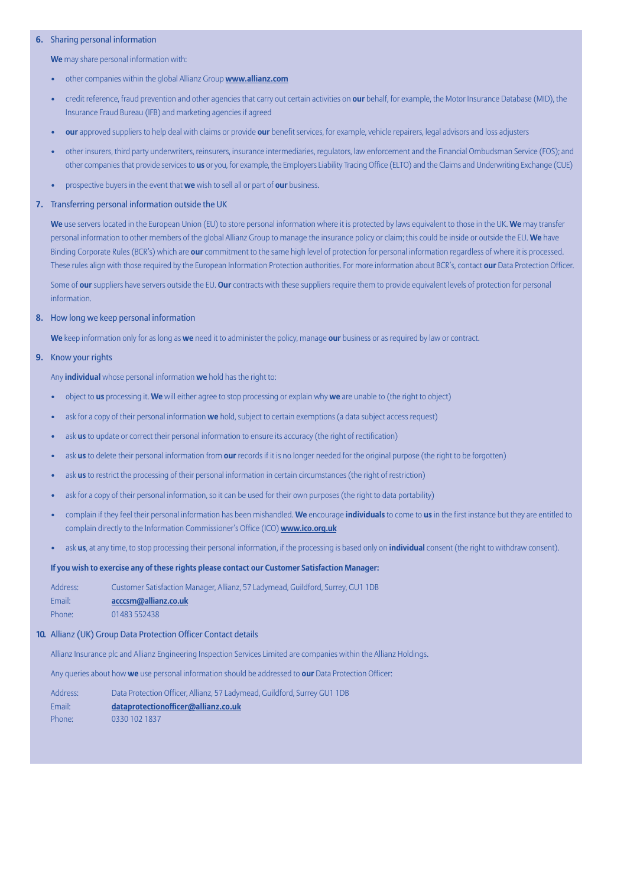## 6. Sharing personal information

**We** may share personal information with:

- other companies within the global Allianz Group **www.allianz.com**
- credit reference, fraud prevention and other agencies that carry out certain activities on **our** behalf, for example, the Motor Insurance Database (MID), the Insurance Fraud Bureau (IFB) and marketing agencies if agreed
- **our** approved suppliers to help deal with claims or provide **our** benefit services, for example, vehicle repairers, legal advisors and loss adjusters
- other insurers, third party underwriters, reinsurers, insurance intermediaries, regulators, law enforcement and the Financial Ombudsman Service (FOS); and other companies that provide services to **us** or you, for example, the Employers Liability Tracing Office (ELTO) and the Claims and Underwriting Exchange (CUE)
- prospective buyers in the event that **we** wish to sell all or part of **our** business.

## 7. Transferring personal information outside the UK

**We** use servers located in the European Union (EU) to store personal information where it is protected by laws equivalent to those in the UK. **We** may transfer personal information to other members of the global Allianz Group to manage the insurance policy or claim; this could be inside or outside the EU. **We** have Binding Corporate Rules (BCR's) which are **our** commitment to the same high level of protection for personal information regardless of where it is processed. These rules align with those required by the European Information Protection authorities. For more information about BCR's, contact **our** Data Protection Officer.

Some of **our** suppliers have servers outside the EU. **Our** contracts with these suppliers require them to provide equivalent levels of protection for personal information.

## 8. How long we keep personal information

**We** keep information only for as long as **we** need it to administer the policy, manage **our** business or as required by law or contract.

## 9. Know your rights

Any **individual** whose personal information **we** hold has the right to:

- object to **us** processing it. **We** will either agree to stop processing or explain why **we** are unable to (the right to object)
- ask for a copy of their personal information **we** hold, subject to certain exemptions (a data subject access request)
- ask **us** to update or correct their personal information to ensure its accuracy (the right of rectification)
- ask **us** to delete their personal information from **our** records if it is no longer needed for the original purpose (the right to be forgotten)
- ask **us** to restrict the processing of their personal information in certain circumstances (the right of restriction)
- ask for a copy of their personal information, so it can be used for their own purposes (the right to data portability)
- complain if they feel their personal information has been mishandled. **We** encourage **individuals** to come to **us** in the first instance but they are entitled to complain directly to the Information Commissioner's Office (ICO) **www.ico.org.uk**
- ask **us**, at any time, to stop processing their personal information, if the processing is based only on **individual** consent (the right to withdraw consent).

**If you wish to exercise any of these rights please contact our Customer Satisfaction Manager:**

Address: Customer Satisfaction Manager, Allianz, 57 Ladymead, Guildford, Surrey, GU1 1DB
Email: **acccsm@allianz.co.uk**
Phone: 01483 552438

## 10. Allianz (UK) Group Data Protection Officer Contact details

Allianz Insurance plc and Allianz Engineering Inspection Services Limited are companies within the Allianz Holdings.

Any queries about how **we** use personal information should be addressed to **our** Data Protection Officer:

Address: Data Protection Officer, Allianz, 57 Ladymead, Guildford, Surrey GU1 1DB
Email: **dataprotectionofficer@allianz.co.uk**
Phone: 0330 102 1837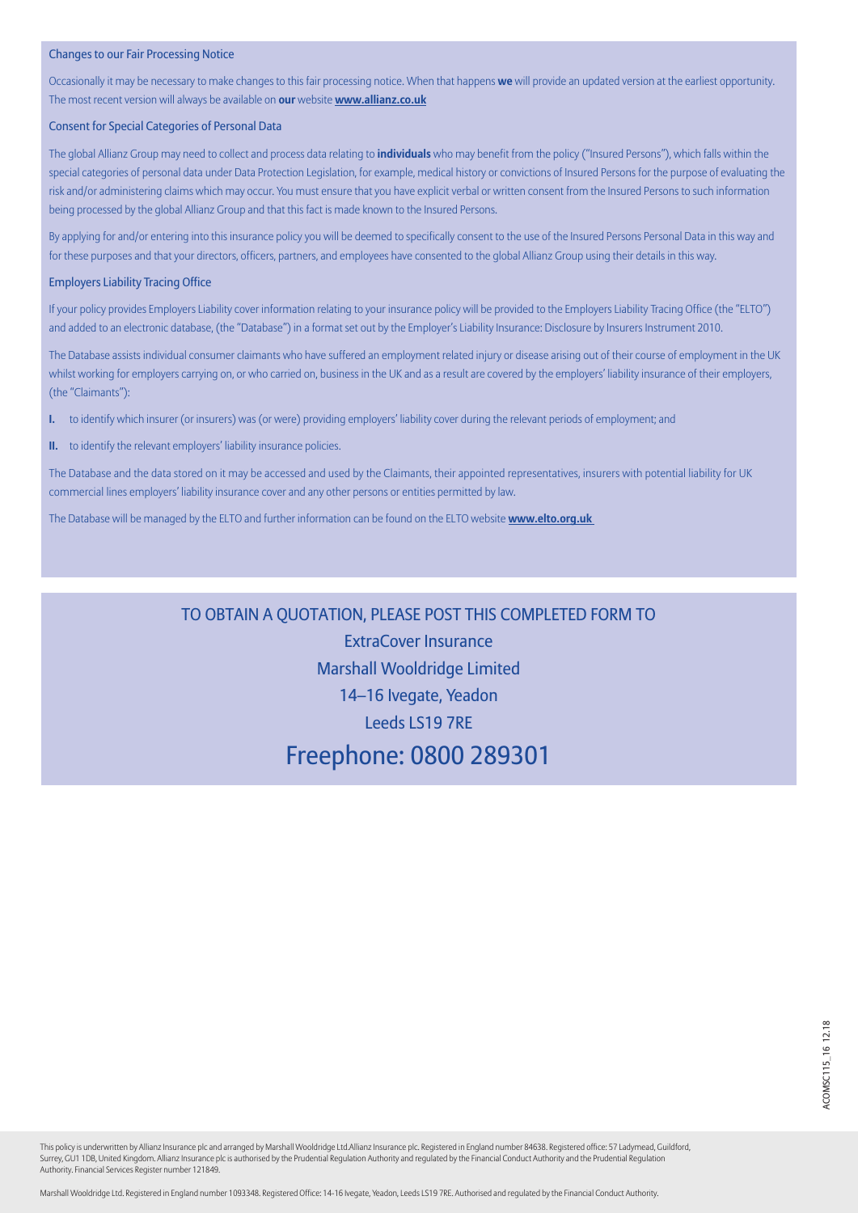### Changes to our Fair Processing Notice

Occasionally it may be necessary to make changes to this fair processing notice. When that happens **we** will provide an updated version at the earliest opportunity. The most recent version will always be available on **our** website **www.allianz.co.uk**

### Consent for Special Categories of Personal Data

The global Allianz Group may need to collect and process data relating to **individuals** who may benefit from the policy ("Insured Persons"), which falls within the special categories of personal data under Data Protection Legislation, for example, medical history or convictions of Insured Persons for the purpose of evaluating the risk and/or administering claims which may occur. You must ensure that you have explicit verbal or written consent from the Insured Persons to such information being processed by the global Allianz Group and that this fact is made known to the Insured Persons.

By applying for and/or entering into this insurance policy you will be deemed to specifically consent to the use of the Insured Persons Personal Data in this way and for these purposes and that your directors, officers, partners, and employees have consented to the global Allianz Group using their details in this way.

### Employers Liability Tracing Office

If your policy provides Employers Liability cover information relating to your insurance policy will be provided to the Employers Liability Tracing Office (the "ELTO") and added to an electronic database, (the "Database") in a format set out by the Employer's Liability Insurance: Disclosure by Insurers Instrument 2010.

The Database assists individual consumer claimants who have suffered an employment related injury or disease arising out of their course of employment in the UK whilst working for employers carrying on, or who carried on, business in the UK and as a result are covered by the employers' liability insurance of their employers, (the "Claimants"):

**I.** to identify which insurer (or insurers) was (or were) providing employers' liability cover during the relevant periods of employment; and

**II.** to identify the relevant employers' liability insurance policies.

The Database and the data stored on it may be accessed and used by the Claimants, their appointed representatives, insurers with potential liability for UK commercial lines employers' liability insurance cover and any other persons or entities permitted by law.

The Database will be managed by the ELTO and further information can be found on the ELTO website **www.elto.org.uk**

## TO OBTAIN A QUOTATION, PLEASE POST THIS COMPLETED FORM TO

ExtraCover Insurance
Marshall Wooldridge Limited
14–16 Ivegate, Yeadon
Leeds LS19 7RE

## Freephone: 0800 289301

ACOMSC115_16 12.18

This policy is underwritten by Allianz Insurance plc and arranged by Marshall Wooldridge Ltd.Allianz Insurance plc. Registered in England number 84638. Registered office: 57 Ladymead, Guildford, Surrey, GU1 1DB, United Kingdom. Allianz Insurance plc is authorised by the Prudential Regulation Authority and regulated by the Financial Conduct Authority and the Prudential Regulation Authority. Financial Services Register number 121849.

Marshall Wooldridge Ltd. Registered in England number 1093348. Registered Office: 14-16 Ivegate, Yeadon, Leeds LS19 7RE. Authorised and regulated by the Financial Conduct Authority.